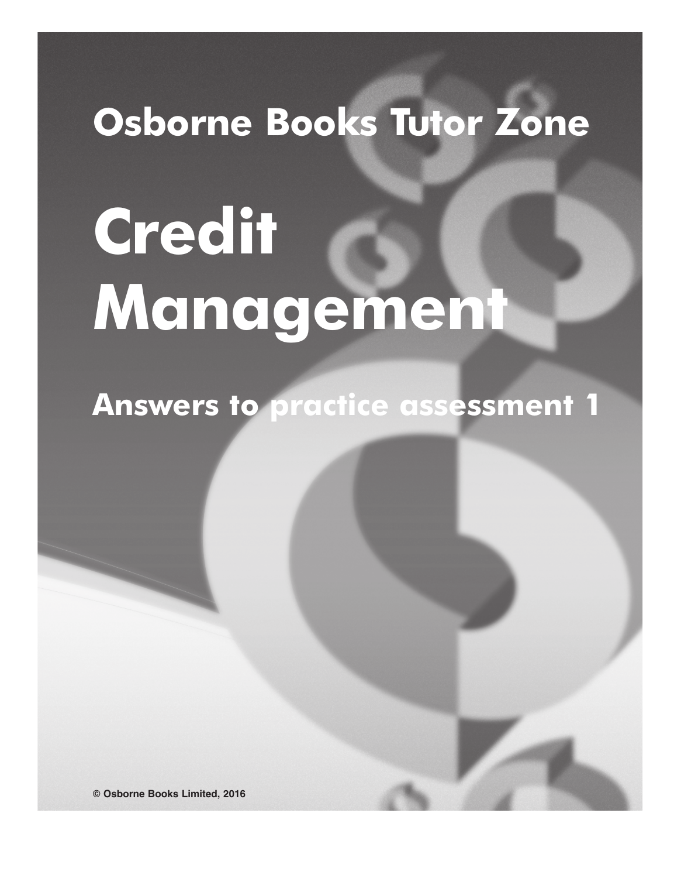# Osborne Books Tutor Zone

# Credit Management

## Answers to practice assessment 1

© Osborne Books Limited, 2016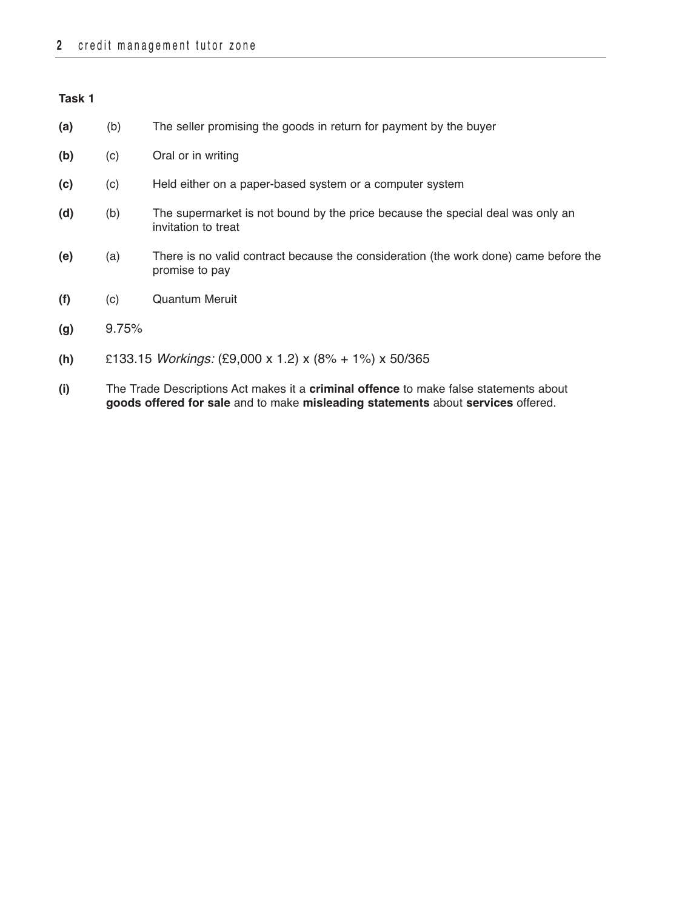**Task 1**

**(a)** (b) The seller promising the goods in return for payment by the buyer

**(b)** (c) Oral or in writing

**(c)** (c) Held either on a paper-based system or a computer system

**(d)** (b) The supermarket is not bound by the price because the special deal was only an invitation to treat

**(e)** (a) There is no valid contract because the consideration (the work done) came before the promise to pay

**(f)** (c) Quantum Meruit

**(g)** 9.75%

**(h)** £133.15 *Workings:* (£9,000 x 1.2) x (8% + 1%) x 50/365

**(i)** The Trade Descriptions Act makes it a **criminal offence** to make false statements about **goods offered for sale** and to make **misleading statements** about **services** offered.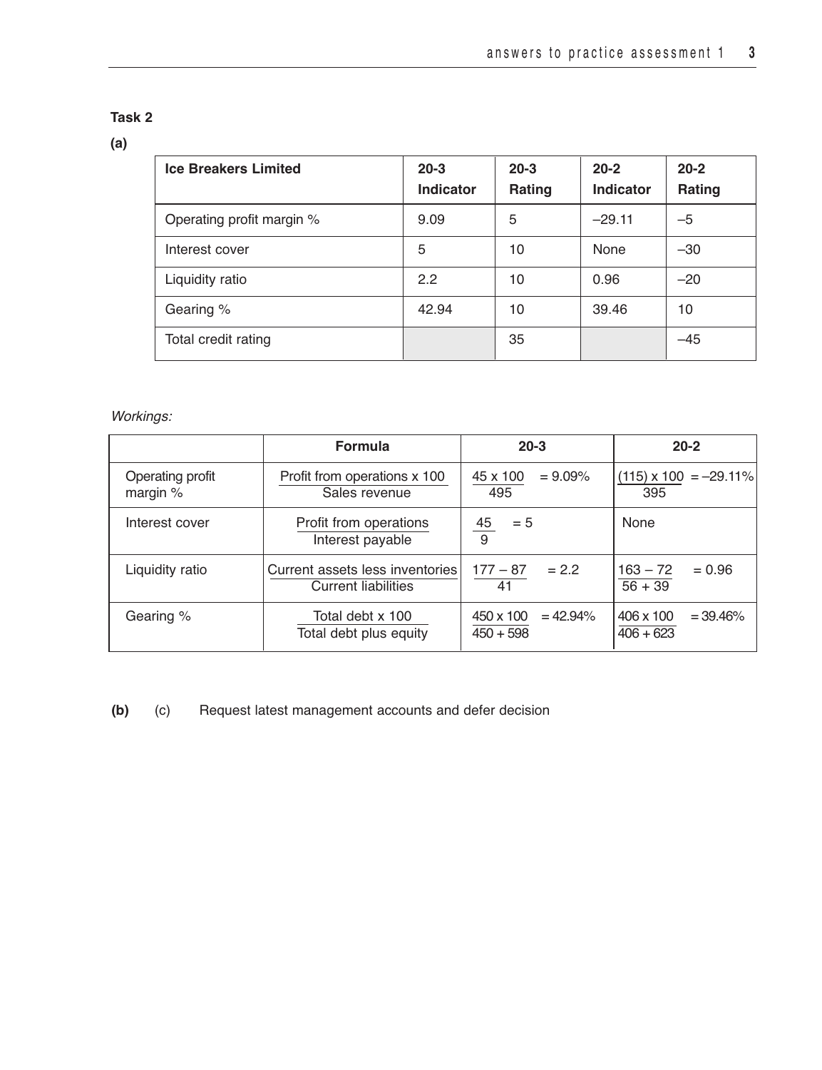### Task 2

**(a)**

| Ice Breakers Limited | 20-3 Indicator | 20-3 Rating | 20-2 Indicator | 20-2 Rating |
|---|---|---|---|---|
| Operating profit margin % | 9.09 | 5 | –29.11 | –5 |
| Interest cover | 5 | 10 | None | –30 |
| Liquidity ratio | 2.2 | 10 | 0.96 | –20 |
| Gearing % | 42.94 | 10 | 39.46 | 10 |
| Total credit rating | | 35 | | –45 |

*Workings:*

| | Formula | 20-3 | 20-2 |
|---|---|---|---|
| Operating profit margin % | $\frac{\text{Profit from operations} \times 100}{\text{Sales revenue}}$ | $\frac{45 \times 100}{495} = 9.09\%$ | $\frac{(115) \times 100}{395} = -29.11\%$ |
| Interest cover | $\frac{\text{Profit from operations}}{\text{Interest payable}}$ | $\frac{45}{9} = 5$ | None |
| Liquidity ratio | $\frac{\text{Current assets less inventories}}{\text{Current liabilities}}$ | $\frac{177 - 87}{41} = 2.2$ | $\frac{163 - 72}{56 + 39} = 0.96$ |
| Gearing % | $\frac{\text{Total debt} \times 100}{\text{Total debt plus equity}}$ | $\frac{450 \times 100}{450 + 598} = 42.94\%$ | $\frac{406 \times 100}{406 + 623} = 39.46\%$ |

**(b)** (c) Request latest management accounts and defer decision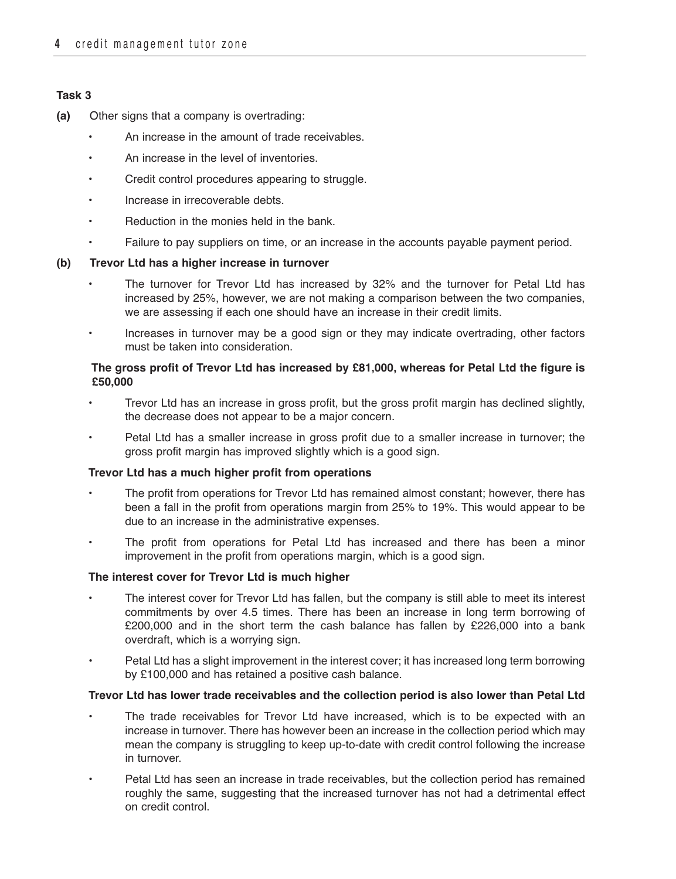**Task 3**

**(a)** Other signs that a company is overtrading:

- An increase in the amount of trade receivables.
- An increase in the level of inventories.
- Credit control procedures appearing to struggle.
- Increase in irrecoverable debts.
- Reduction in the monies held in the bank.
- Failure to pay suppliers on time, or an increase in the accounts payable payment period.

**(b) Trevor Ltd has a higher increase in turnover**

- The turnover for Trevor Ltd has increased by 32% and the turnover for Petal Ltd has increased by 25%, however, we are not making a comparison between the two companies, we are assessing if each one should have an increase in their credit limits.
- Increases in turnover may be a good sign or they may indicate overtrading, other factors must be taken into consideration.

**The gross profit of Trevor Ltd has increased by £81,000, whereas for Petal Ltd the figure is £50,000**

- Trevor Ltd has an increase in gross profit, but the gross profit margin has declined slightly, the decrease does not appear to be a major concern.
- Petal Ltd has a smaller increase in gross profit due to a smaller increase in turnover; the gross profit margin has improved slightly which is a good sign.

**Trevor Ltd has a much higher profit from operations**

- The profit from operations for Trevor Ltd has remained almost constant; however, there has been a fall in the profit from operations margin from 25% to 19%. This would appear to be due to an increase in the administrative expenses.
- The profit from operations for Petal Ltd has increased and there has been a minor improvement in the profit from operations margin, which is a good sign.

**The interest cover for Trevor Ltd is much higher**

- The interest cover for Trevor Ltd has fallen, but the company is still able to meet its interest commitments by over 4.5 times. There has been an increase in long term borrowing of £200,000 and in the short term the cash balance has fallen by £226,000 into a bank overdraft, which is a worrying sign.
- Petal Ltd has a slight improvement in the interest cover; it has increased long term borrowing by £100,000 and has retained a positive cash balance.

**Trevor Ltd has lower trade receivables and the collection period is also lower than Petal Ltd**

- The trade receivables for Trevor Ltd have increased, which is to be expected with an increase in turnover. There has however been an increase in the collection period which may mean the company is struggling to keep up-to-date with credit control following the increase in turnover.
- Petal Ltd has seen an increase in trade receivables, but the collection period has remained roughly the same, suggesting that the increased turnover has not had a detrimental effect on credit control.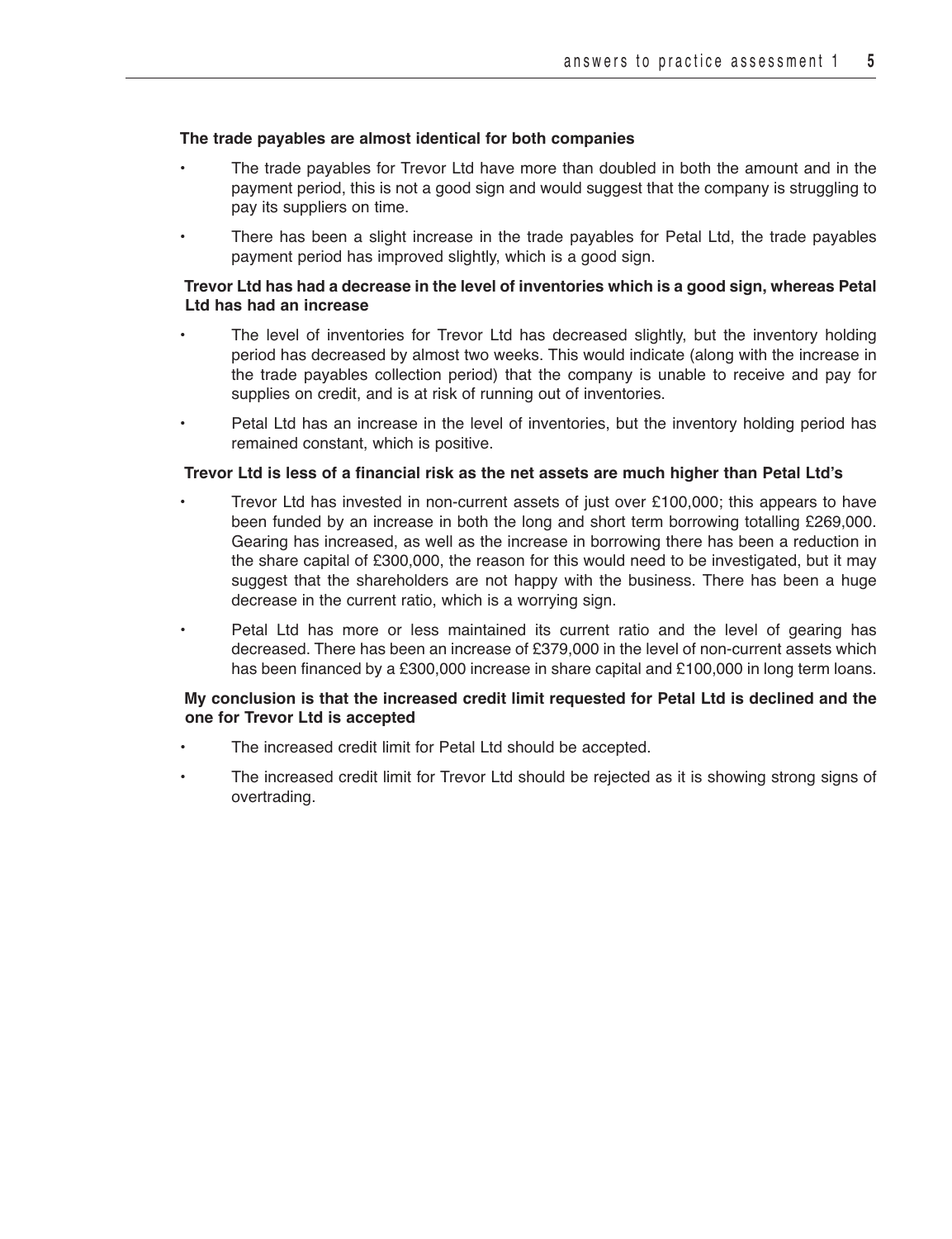**The trade payables are almost identical for both companies**

- The trade payables for Trevor Ltd have more than doubled in both the amount and in the payment period, this is not a good sign and would suggest that the company is struggling to pay its suppliers on time.
- There has been a slight increase in the trade payables for Petal Ltd, the trade payables payment period has improved slightly, which is a good sign.

**Trevor Ltd has had a decrease in the level of inventories which is a good sign, whereas Petal Ltd has had an increase**

- The level of inventories for Trevor Ltd has decreased slightly, but the inventory holding period has decreased by almost two weeks. This would indicate (along with the increase in the trade payables collection period) that the company is unable to receive and pay for supplies on credit, and is at risk of running out of inventories.
- Petal Ltd has an increase in the level of inventories, but the inventory holding period has remained constant, which is positive.

**Trevor Ltd is less of a financial risk as the net assets are much higher than Petal Ltd's**

- Trevor Ltd has invested in non-current assets of just over £100,000; this appears to have been funded by an increase in both the long and short term borrowing totalling £269,000. Gearing has increased, as well as the increase in borrowing there has been a reduction in the share capital of £300,000, the reason for this would need to be investigated, but it may suggest that the shareholders are not happy with the business. There has been a huge decrease in the current ratio, which is a worrying sign.
- Petal Ltd has more or less maintained its current ratio and the level of gearing has decreased. There has been an increase of £379,000 in the level of non-current assets which has been financed by a £300,000 increase in share capital and £100,000 in long term loans.

**My conclusion is that the increased credit limit requested for Petal Ltd is declined and the one for Trevor Ltd is accepted**

- The increased credit limit for Petal Ltd should be accepted.
- The increased credit limit for Trevor Ltd should be rejected as it is showing strong signs of overtrading.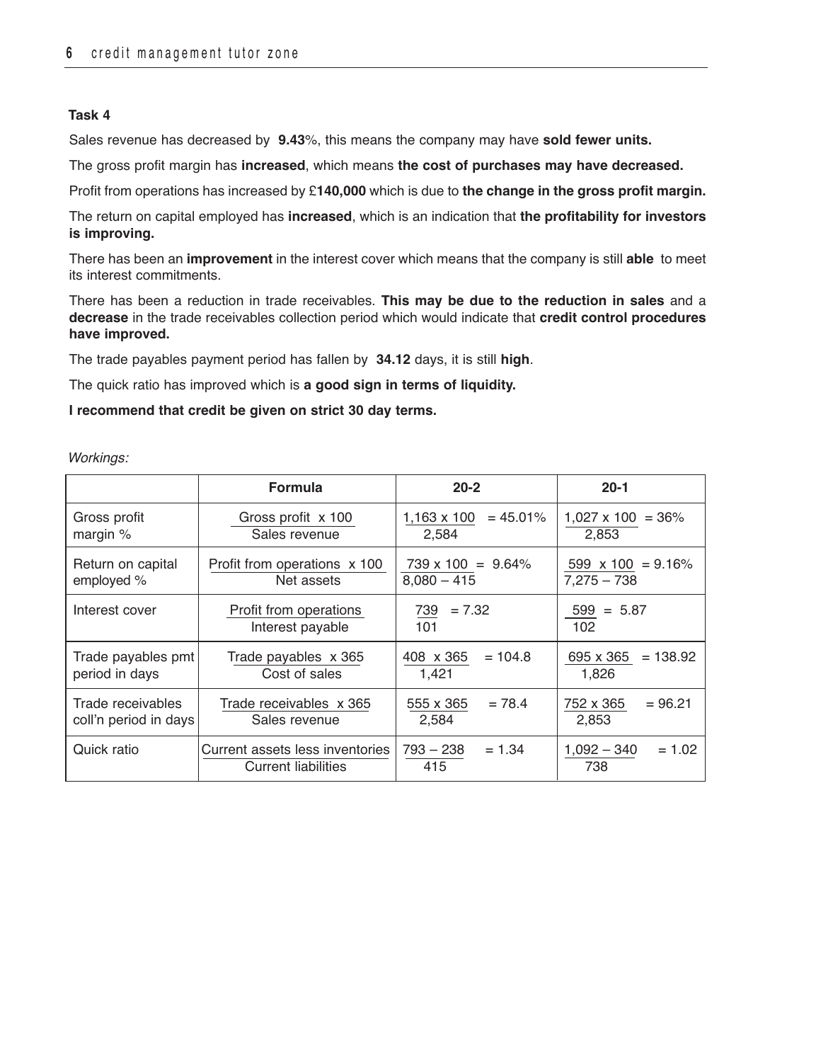### Task 4

Sales revenue has decreased by **9.43**%, this means the company may have **sold fewer units.**

The gross profit margin has **increased**, which means **the cost of purchases may have decreased.**

Profit from operations has increased by £**140,000** which is due to **the change in the gross profit margin.**

The return on capital employed has **increased**, which is an indication that **the profitability for investors is improving.**

There has been an **improvement** in the interest cover which means that the company is still **able** to meet its interest commitments.

There has been a reduction in trade receivables. **This may be due to the reduction in sales** and a **decrease** in the trade receivables collection period which would indicate that **credit control procedures have improved.**

The trade payables payment period has fallen by **34.12** days, it is still **high**.

The quick ratio has improved which is **a good sign in terms of liquidity.**

**I recommend that credit be given on strict 30 day terms.**

*Workings:*

| | Formula | 20-2 | 20-1 |
|---|---|---|---|
| Gross profit margin % | $\frac{\text{Gross profit x 100}}{\text{Sales revenue}}$ | $\frac{1,163 \times 100}{2,584} = 45.01\%$ | $\frac{1,027 \times 100}{2,853} = 36\%$ |
| Return on capital employed % | $\frac{\text{Profit from operations x 100}}{\text{Net assets}}$ | $\frac{739 \times 100}{8,080 - 415} = 9.64\%$ | $\frac{599 \times 100}{7,275 - 738} = 9.16\%$ |
| Interest cover | $\frac{\text{Profit from operations}}{\text{Interest payable}}$ | $\frac{739}{101} = 7.32$ | $\frac{599}{102} = 5.87$ |
| Trade payables pmt period in days | $\frac{\text{Trade payables x 365}}{\text{Cost of sales}}$ | $\frac{408 \times 365}{1,421} = 104.8$ | $\frac{695 \times 365}{1,826} = 138.92$ |
| Trade receivables coll'n period in days | $\frac{\text{Trade receivables x 365}}{\text{Sales revenue}}$ | $\frac{555 \times 365}{2,584} = 78.4$ | $\frac{752 \times 365}{2,853} = 96.21$ |
| Quick ratio | $\frac{\text{Current assets less inventories}}{\text{Current liabilities}}$ | $\frac{793 - 238}{415} = 1.34$ | $\frac{1,092 - 340}{738} = 1.02$ |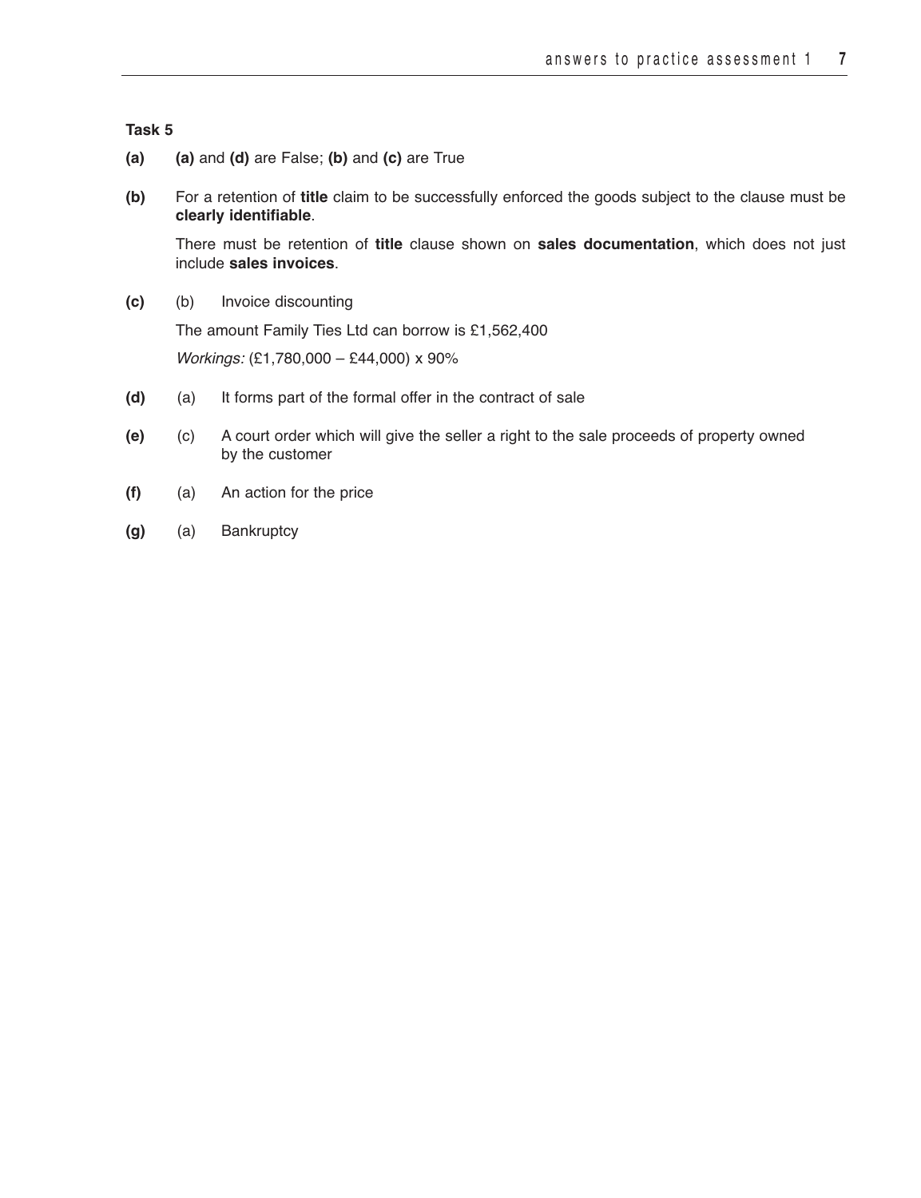**Task 5**

**(a)** **(a)** and **(d)** are False; **(b)** and **(c)** are True

**(b)** For a retention of **title** claim to be successfully enforced the goods subject to the clause must be **clearly identifiable**.

There must be retention of **title** clause shown on **sales documentation**, which does not just include **sales invoices**.

**(c)** (b) Invoice discounting

The amount Family Ties Ltd can borrow is £1,562,400

*Workings:* (£1,780,000 – £44,000) x 90%

**(d)** (a) It forms part of the formal offer in the contract of sale

**(e)** (c) A court order which will give the seller a right to the sale proceeds of property owned by the customer

**(f)** (a) An action for the price

**(g)** (a) Bankruptcy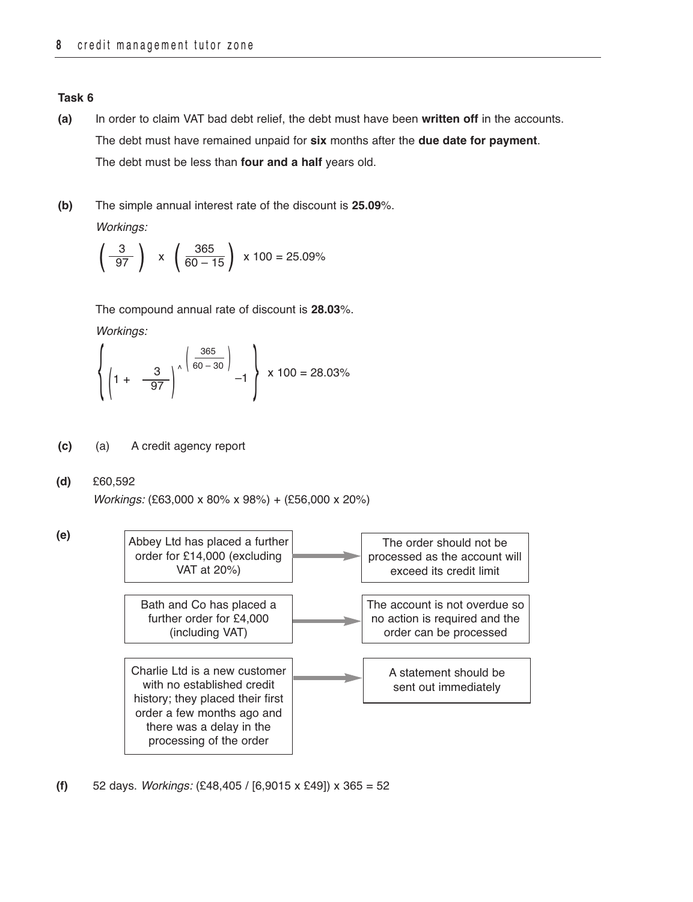**Task 6**

**(a)** In order to claim VAT bad debt relief, the debt must have been **written off** in the accounts.

The debt must have remained unpaid for **six** months after the **due date for payment**.

The debt must be less than **four and a half** years old.

**(b)** The simple annual interest rate of the discount is **25.09**%.

*Workings:*

$$\left(\frac{3}{97}\right) \times \left(\frac{365}{60-15}\right) \times 100 = 25.09\%$$

The compound annual rate of discount is **28.03**%.

*Workings:*

$$\left\{\left(1 + \frac{3}{97}\right)^{\wedge\left(\frac{365}{60-30}\right)} - 1\right\} \times 100 = 28.03\%$$

**(c)** (a) A credit agency report

**(d)** £60,592

*Workings:* (£63,000 x 80% x 98%) + (£56,000 x 20%)

**(e)**

| | |
|---|---|
| Abbey Ltd has placed a further order for £14,000 (excluding VAT at 20%) | The order should not be processed as the account will exceed its credit limit |
| Bath and Co has placed a further order for £4,000 (including VAT) | The account is not overdue so no action is required and the order can be processed |
| Charlie Ltd is a new customer with no established credit history; they placed their first order a few months ago and there was a delay in the processing of the order | A statement should be sent out immediately |

**(f)** 52 days. *Workings:* (£48,405 / [6,9015 x £49]) x 365 = 52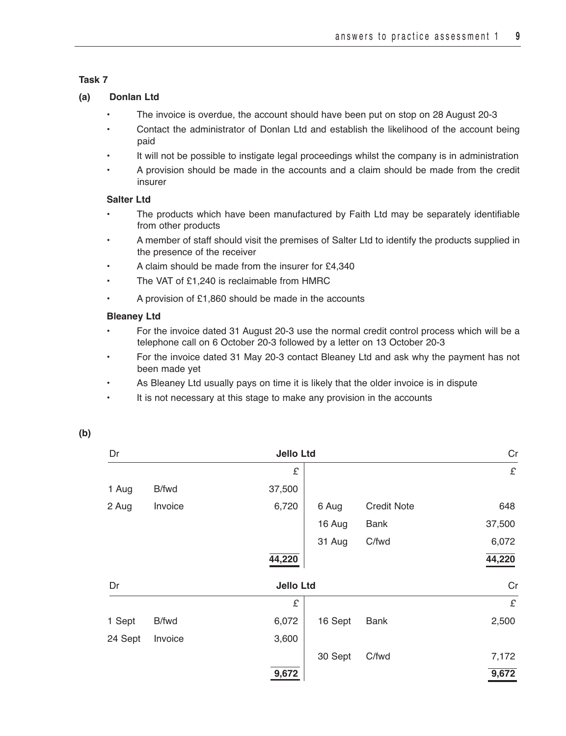**Task 7**

**(a) Donlan Ltd**

- The invoice is overdue, the account should have been put on stop on 28 August 20-3
- Contact the administrator of Donlan Ltd and establish the likelihood of the account being paid
- It will not be possible to instigate legal proceedings whilst the company is in administration
- A provision should be made in the accounts and a claim should be made from the credit insurer

**Salter Ltd**

- The products which have been manufactured by Faith Ltd may be separately identifiable from other products
- A member of staff should visit the premises of Salter Ltd to identify the products supplied in the presence of the receiver
- A claim should be made from the insurer for £4,340
- The VAT of £1,240 is reclaimable from HMRC
- A provision of £1,860 should be made in the accounts

**Bleaney Ltd**

- For the invoice dated 31 August 20-3 use the normal credit control process which will be a telephone call on 6 October 20-3 followed by a letter on 13 October 20-3
- For the invoice dated 31 May 20-3 contact Bleaney Ltd and ask why the payment has not been made yet
- As Bleaney Ltd usually pays on time it is likely that the older invoice is in dispute
- It is not necessary at this stage to make any provision in the accounts

**(b)**

| Dr | | **Jello Ltd** | | | Cr |
|---|---|---|---|---|---|
| | | £ | | | £ |
| 1 Aug | B/fwd | 37,500 | | | |
| 2 Aug | Invoice | 6,720 | 6 Aug | Credit Note | 648 |
| | | | 16 Aug | Bank | 37,500 |
| | | | 31 Aug | C/fwd | 6,072 |
| | | **44,220** | | | **44,220** |

| Dr | | **Jello Ltd** | | | Cr |
|---|---|---|---|---|---|
| | | £ | | | £ |
| 1 Sept | B/fwd | 6,072 | 16 Sept | Bank | 2,500 |
| 24 Sept | Invoice | 3,600 | | | |
| | | | 30 Sept | C/fwd | 7,172 |
| | | **9,672** | | | **9,672** |